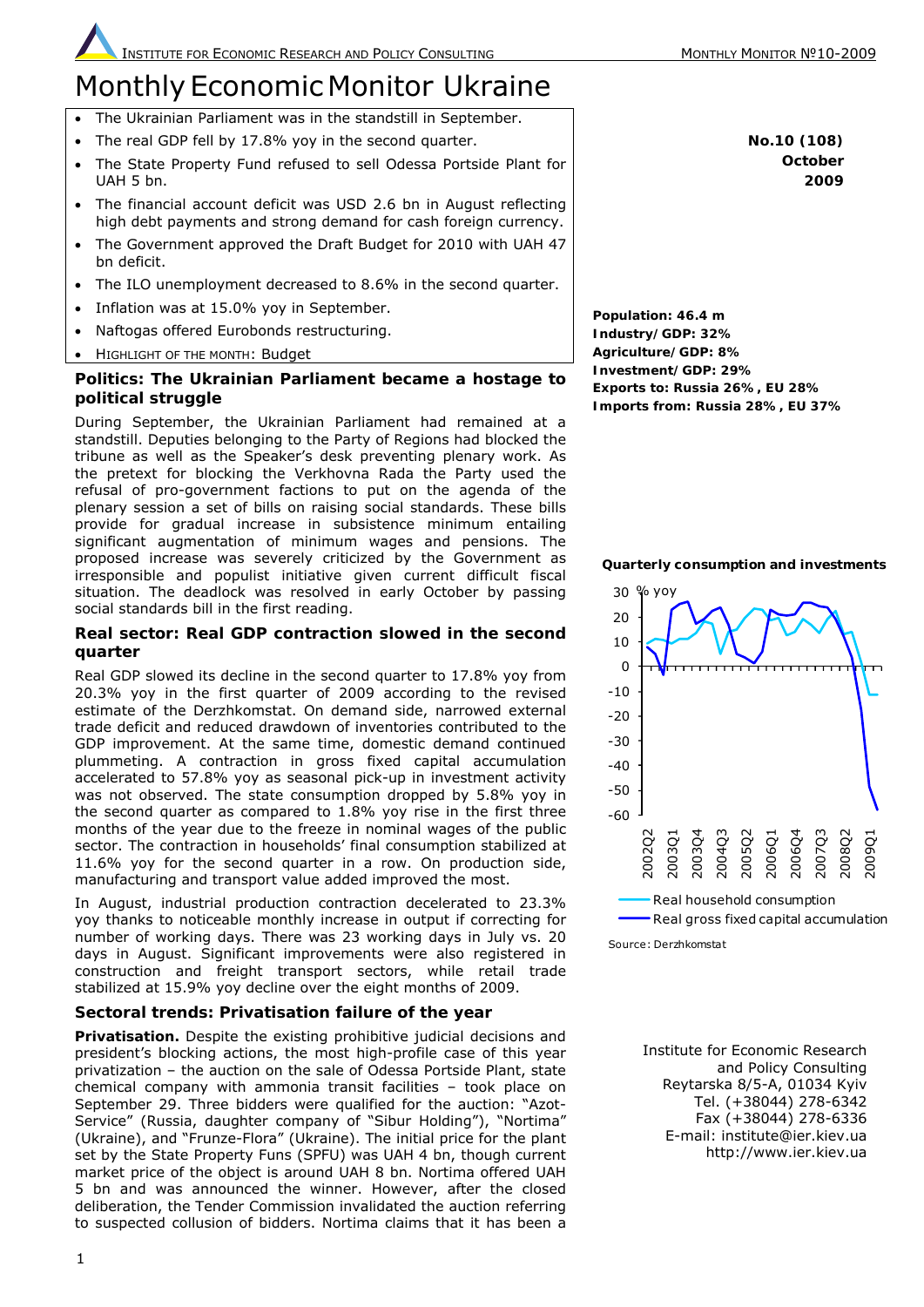# Monthly Economic Monitor Ukraine

- The Ukrainian Parliament was in the standstill in September.
- The real GDP fell by 17.8% yoy in the second quarter.
- The State Property Fund refused to sell Odessa Portside Plant for UAH 5 bn.
- The financial account deficit was USD 2.6 bn in August reflecting high debt payments and strong demand for cash foreign currency.
- The Government approved the Draft Budget for 2010 with UAH 47 bn deficit.
- The ILO unemployment decreased to 8.6% in the second quarter.
- Inflation was at 15.0% yoy in September.
- Naftogas offered Eurobonds restructuring.
- HIGHLIGHT OF THE MONTH: Budget

**No.10 (108)**
**October**
**2009**

**Population: 46.4 m**
**Industry/GDP: 32%**
**Agriculture/GDP: 8%**
**Investment/GDP: 29%**
**Exports to: Russia 26%, EU 28%**
**Imports from: Russia 28%, EU 37%**

## Politics: The Ukrainian Parliament became a hostage to political struggle

During September, the Ukrainian Parliament had remained at a standstill. Deputies belonging to the Party of Regions had blocked the tribune as well as the Speaker's desk preventing plenary work. As the pretext for blocking the Verkhovna Rada the Party used the refusal of pro-government factions to put on the agenda of the plenary session a set of bills on raising social standards. These bills provide for gradual increase in subsistence minimum entailing significant augmentation of minimum wages and pensions. The proposed increase was severely criticized by the Government as irresponsible and populist initiative given current difficult fiscal situation. The deadlock was resolved in early October by passing social standards bill in the first reading.

## Real sector: Real GDP contraction slowed in the second quarter

Real GDP slowed its decline in the second quarter to 17.8% yoy from 20.3% yoy in the first quarter of 2009 according to the revised estimate of the Derzhkomstat. On demand side, narrowed external trade deficit and reduced drawdown of inventories contributed to the GDP improvement. At the same time, domestic demand continued plummeting. A contraction in gross fixed capital accumulation accelerated to 57.8% yoy as seasonal pick-up in investment activity was not observed. The state consumption dropped by 5.8% yoy in the second quarter as compared to 1.8% yoy rise in the first three months of the year due to the freeze in nominal wages of the public sector. The contraction in households' final consumption stabilized at 11.6% yoy for the second quarter in a row. On production side, manufacturing and transport value added improved the most.

In August, industrial production contraction decelerated to 23.3% yoy thanks to noticeable monthly increase in output if correcting for number of working days. There was 23 working days in July vs. 20 days in August. Significant improvements were also registered in construction and freight transport sectors, while retail trade stabilized at 15.9% yoy decline over the eight months of 2009.

**Quarterly consumption and investments**

Source: Derzhkomstat

## Sectoral trends: Privatisation failure of the year

**Privatisation.** Despite the existing prohibitive judicial decisions and president's blocking actions, the most high-profile case of this year privatization – the auction on the sale of Odessa Portside Plant, state chemical company with ammonia transit facilities – took place on September 29. Three bidders were qualified for the auction: "Azot-Service" (Russia, daughter company of "Sibur Holding"), "Nortima" (Ukraine), and "Frunze-Flora" (Ukraine). The initial price for the plant set by the State Property Funs (SPFU) was UAH 4 bn, though current market price of the object is around UAH 8 bn. Nortima offered UAH 5 bn and was announced the winner. However, after the closed deliberation, the Tender Commission invalidated the auction referring to suspected collusion of bidders. Nortima claims that it has been a

Institute for Economic Research
and Policy Consulting
Reytarska 8/5-A, 01034 Kyiv
Tel. (+38044) 278-6342
Fax (+38044) 278-6336
E-mail: institute@ier.kiev.ua
http://www.ier.kiev.ua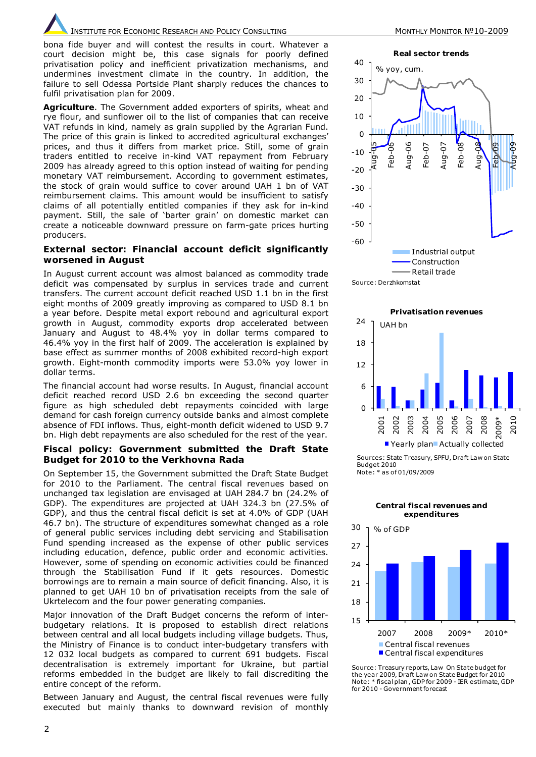bona fide buyer and will contest the results in court. Whatever a court decision might be, this case signals for poorly defined privatisation policy and inefficient privatization mechanisms, and undermines investment climate in the country. In addition, the failure to sell Odessa Portside Plant sharply reduces the chances to fulfil privatisation plan for 2009.

**Agriculture**. The Government added exporters of spirits, wheat and rye flour, and sunflower oil to the list of companies that can receive VAT refunds in kind, namely as grain supplied by the Agrarian Fund. The price of this grain is linked to accredited agricultural exchanges' prices, and thus it differs from market price. Still, some of grain traders entitled to receive in-kind VAT repayment from February 2009 has already agreed to this option instead of waiting for pending monetary VAT reimbursement. According to government estimates, the stock of grain would suffice to cover around UAH 1 bn of VAT reimbursement claims. This amount would be insufficient to satisfy claims of all potentially entitled companies if they ask for in-kind payment. Still, the sale of 'barter grain' on domestic market can create a noticeable downward pressure on farm-gate prices hurting producers.

## External sector: Financial account deficit significantly worsened in August

In August current account was almost balanced as commodity trade deficit was compensated by surplus in services trade and current transfers. The current account deficit reached USD 1.1 bn in the first eight months of 2009 greatly improving as compared to USD 8.1 bn a year before. Despite metal export rebound and agricultural export growth in August, commodity exports drop accelerated between January and August to 48.4% yoy in dollar terms compared to 46.4% yoy in the first half of 2009. The acceleration is explained by base effect as summer months of 2008 exhibited record-high export growth. Eight-month commodity imports were 53.0% yoy lower in dollar terms.

The financial account had worse results. In August, financial account deficit reached record USD 2.6 bn exceeding the second quarter figure as high scheduled debt repayments coincided with large demand for cash foreign currency outside banks and almost complete absence of FDI inflows. Thus, eight-month deficit widened to USD 9.7 bn. High debt repayments are also scheduled for the rest of the year.

## Fiscal policy: Government submitted the Draft State Budget for 2010 to the Verkhovna Rada

On September 15, the Government submitted the Draft State Budget for 2010 to the Parliament. The central fiscal revenues based on unchanged tax legislation are envisaged at UAH 284.7 bn (24.2% of GDP). The expenditures are projected at UAH 324.3 bn (27.5% of GDP), and thus the central fiscal deficit is set at 4.0% of GDP (UAH 46.7 bn). The structure of expenditures somewhat changed as a role of general public services including debt servicing and Stabilisation Fund spending increased as the expense of other public services including education, defence, public order and economic activities. However, some of spending on economic activities could be financed through the Stabilisation Fund if it gets resources. Domestic borrowings are to remain a main source of deficit financing. Also, it is planned to get UAH 10 bn of privatisation receipts from the sale of Ukrtelecom and the four power generating companies.

Major innovation of the Draft Budget concerns the reform of inter-budgetary relations. It is proposed to establish direct relations between central and all local budgets including village budgets. Thus, the Ministry of Finance is to conduct inter-budgetary transfers with 12 032 local budgets as compared to current 691 budgets. Fiscal decentralisation is extremely important for Ukraine, but partial reforms embedded in the budget are likely to fail discrediting the entire concept of the reform.

Between January and August, the central fiscal revenues were fully executed but mainly thanks to downward revision of monthly

**Real sector trends**

Source: Derzhkomstat

**Privatisation revenues**

Sources: State Treasury, SPFU, Draft Law on State Budget 2010
Note: * as of 01/09/2009

**Central fiscal revenues and expenditures**

Source: Treasury reports, Law On State budget for the year 2009, Draft Law on State Budget for 2010
Note: * fiscal plan, GDP for 2009 - IER estimate, GDP for 2010 - Government forecast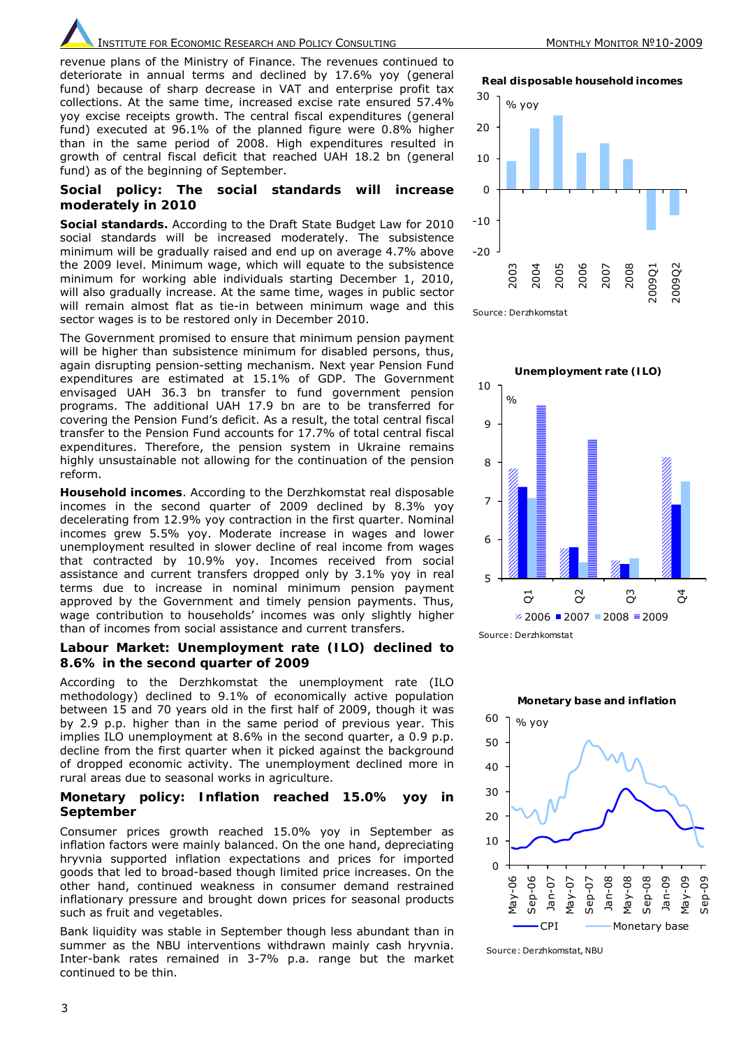revenue plans of the Ministry of Finance. The revenues continued to deteriorate in annual terms and declined by 17.6% yoy (general fund) because of sharp decrease in VAT and enterprise profit tax collections. At the same time, increased excise rate ensured 57.4% yoy excise receipts growth. The central fiscal expenditures (general fund) executed at 96.1% of the planned figure were 0.8% higher than in the same period of 2008. High expenditures resulted in growth of central fiscal deficit that reached UAH 18.2 bn (general fund) as of the beginning of September.

## Social policy: The social standards will increase moderately in 2010

**Social standards.** According to the Draft State Budget Law for 2010 social standards will be increased moderately. The subsistence minimum will be gradually raised and end up on average 4.7% above the 2009 level. Minimum wage, which will equate to the subsistence minimum for working able individuals starting December 1, 2010, will also gradually increase. At the same time, wages in public sector will remain almost flat as tie-in between minimum wage and this sector wages is to be restored only in December 2010.

The Government promised to ensure that minimum pension payment will be higher than subsistence minimum for disabled persons, thus, again disrupting pension-setting mechanism. Next year Pension Fund expenditures are estimated at 15.1% of GDP. The Government envisaged UAH 36.3 bn transfer to fund government pension programs. The additional UAH 17.9 bn are to be transferred for covering the Pension Fund's deficit. As a result, the total central fiscal transfer to the Pension Fund accounts for 17.7% of total central fiscal expenditures. Therefore, the pension system in Ukraine remains highly unsustainable not allowing for the continuation of the pension reform.

**Household incomes**. According to the Derzhkomstat real disposable incomes in the second quarter of 2009 declined by 8.3% yoy decelerating from 12.9% yoy contraction in the first quarter. Nominal incomes grew 5.5% yoy. Moderate increase in wages and lower unemployment resulted in slower decline of real income from wages that contracted by 10.9% yoy. Incomes received from social assistance and current transfers dropped only by 3.1% yoy in real terms due to increase in nominal minimum pension payment approved by the Government and timely pension payments. Thus, wage contribution to households' incomes was only slightly higher than of incomes from social assistance and current transfers.

## Labour Market: Unemployment rate (ILO) declined to 8.6% in the second quarter of 2009

According to the Derzhkomstat the unemployment rate (ILO methodology) declined to 9.1% of economically active population between 15 and 70 years old in the first half of 2009, though it was by 2.9 p.p. higher than in the same period of previous year. This implies ILO unemployment at 8.6% in the second quarter, a 0.9 p.p. decline from the first quarter when it picked against the background of dropped economic activity. The unemployment declined more in rural areas due to seasonal works in agriculture.

## Monetary policy: Inflation reached 15.0% yoy in September

Consumer prices growth reached 15.0% yoy in September as inflation factors were mainly balanced. On the one hand, depreciating hryvnia supported inflation expectations and prices for imported goods that led to broad-based though limited price increases. On the other hand, continued weakness in consumer demand restrained inflationary pressure and brought down prices for seasonal products such as fruit and vegetables.

Bank liquidity was stable in September though less abundant than in summer as the NBU interventions withdrawn mainly cash hryvnia. Inter-bank rates remained in 3-7% p.a. range but the market continued to be thin.

**Real disposable household incomes**

Source: Derzhkomstat

**Unemployment rate (ILO)**

Source: Derzhkomstat

**Monetary base and inflation**

Source: Derzhkomstat, NBU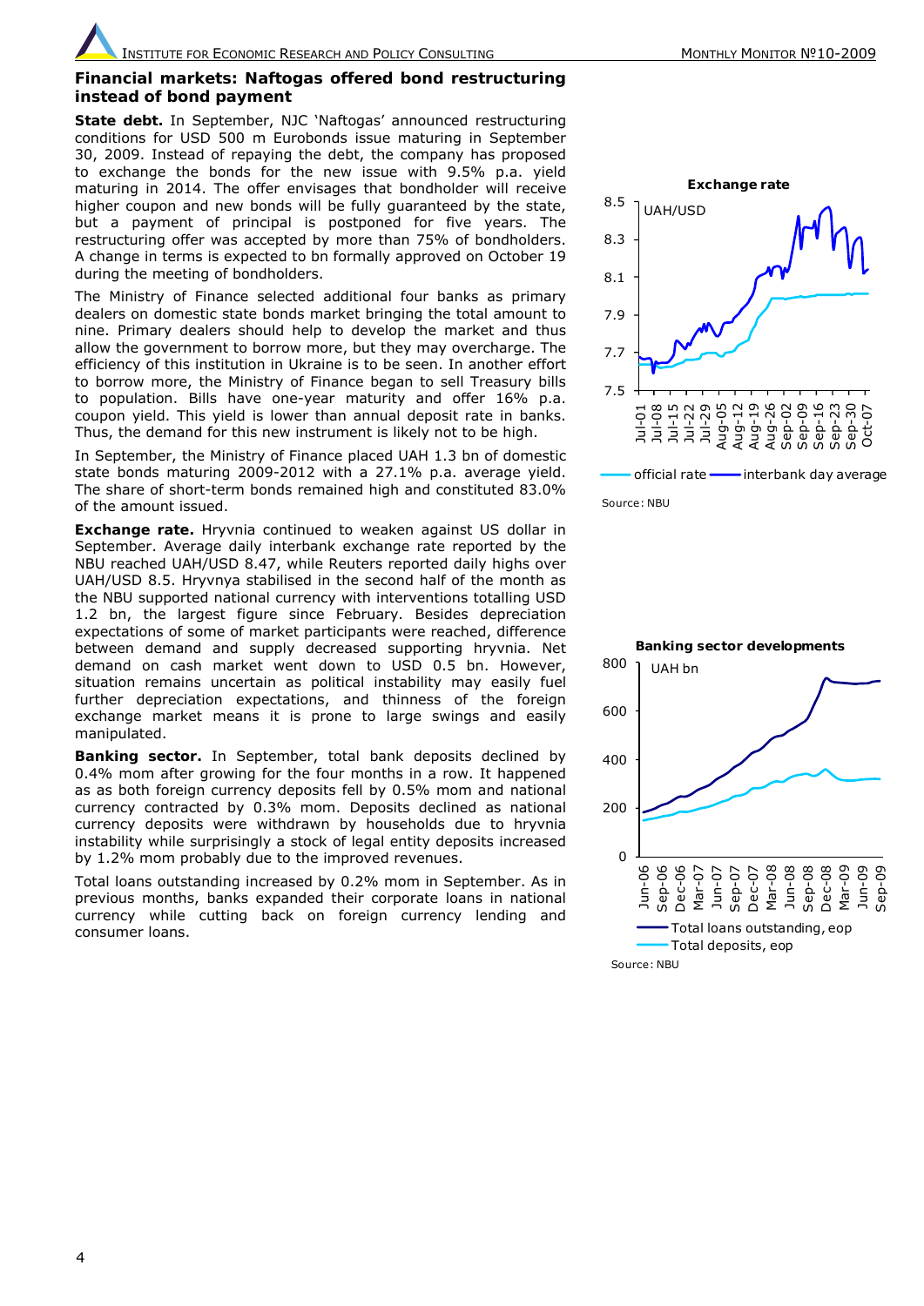## Financial markets: Naftogas offered bond restructuring instead of bond payment

**State debt.** In September, NJC 'Naftogas' announced restructuring conditions for USD 500 m Eurobonds issue maturing in September 30, 2009. Instead of repaying the debt, the company has proposed to exchange the bonds for the new issue with 9.5% p.a. yield maturing in 2014. The offer envisages that bondholder will receive higher coupon and new bonds will be fully guaranteed by the state, but a payment of principal is postponed for five years. The restructuring offer was accepted by more than 75% of bondholders. A change in terms is expected to bn formally approved on October 19 during the meeting of bondholders.

The Ministry of Finance selected additional four banks as primary dealers on domestic state bonds market bringing the total amount to nine. Primary dealers should help to develop the market and thus allow the government to borrow more, but they may overcharge. The efficiency of this institution in Ukraine is to be seen. In another effort to borrow more, the Ministry of Finance began to sell Treasury bills to population. Bills have one-year maturity and offer 16% p.a. coupon yield. This yield is lower than annual deposit rate in banks. Thus, the demand for this new instrument is likely not to be high.

In September, the Ministry of Finance placed UAH 1.3 bn of domestic state bonds maturing 2009-2012 with a 27.1% p.a. average yield. The share of short-term bonds remained high and constituted 83.0% of the amount issued.

**Exchange rate.** Hryvnia continued to weaken against US dollar in September. Average daily interbank exchange rate reported by the NBU reached UAH/USD 8.47, while Reuters reported daily highs over UAH/USD 8.5. Hryvnya stabilised in the second half of the month as the NBU supported national currency with interventions totalling USD 1.2 bn, the largest figure since February. Besides depreciation expectations of some of market participants were reached, difference between demand and supply decreased supporting hryvnia. Net demand on cash market went down to USD 0.5 bn. However, situation remains uncertain as political instability may easily fuel further depreciation expectations, and thinness of the foreign exchange market means it is prone to large swings and easily manipulated.

**Banking sector.** In September, total bank deposits declined by 0.4% mom after growing for the four months in a row. It happened as as both foreign currency deposits fell by 0.5% mom and national currency contracted by 0.3% mom. Deposits declined as national currency deposits were withdrawn by households due to hryvnia instability while surprisingly a stock of legal entity deposits increased by 1.2% mom probably due to the improved revenues.

Total loans outstanding increased by 0.2% mom in September. As in previous months, banks expanded their corporate loans in national currency while cutting back on foreign currency lending and consumer loans.

**Exchange rate**

UAH/USD

official rate — interbank day average

Source: NBU

**Banking sector developments**

UAH bn

Total loans outstanding, eop — Total deposits, eop

Source: NBU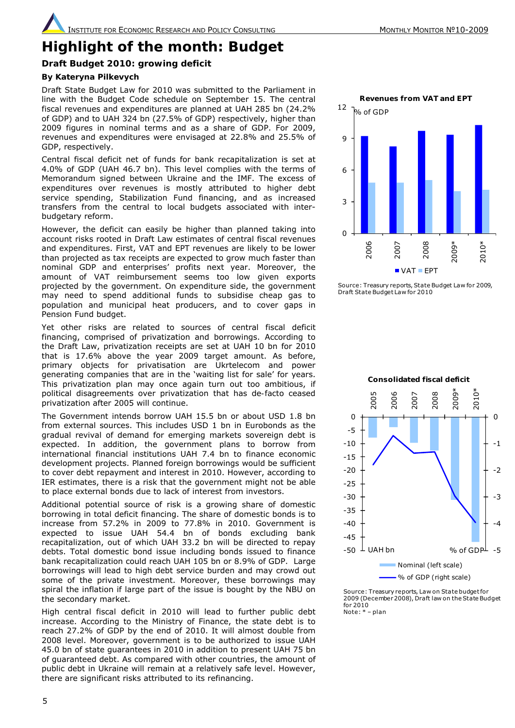# Highlight of the month: Budget

## Draft Budget 2010: growing deficit

**By Kateryna Pilkevych**

Draft State Budget Law for 2010 was submitted to the Parliament in line with the Budget Code schedule on September 15. The central fiscal revenues and expenditures are planned at UAH 285 bn (24.2% of GDP) and to UAH 324 bn (27.5% of GDP) respectively, higher than 2009 figures in nominal terms and as a share of GDP. For 2009, revenues and expenditures were envisaged at 22.8% and 25.5% of GDP, respectively.

Central fiscal deficit net of funds for bank recapitalization is set at 4.0% of GDP (UAH 46.7 bn). This level complies with the terms of Memorandum signed between Ukraine and the IMF. The excess of expenditures over revenues is mostly attributed to higher debt service spending, Stabilization Fund financing, and as increased transfers from the central to local budgets associated with inter-budgetary reform.

However, the deficit can easily be higher than planned taking into account risks rooted in Draft Law estimates of central fiscal revenues and expenditures. First, VAT and EPT revenues are likely to be lower than projected as tax receipts are expected to grow much faster than nominal GDP and enterprises' profits next year. Moreover, the amount of VAT reimbursement seems too low given exports projected by the government. On expenditure side, the government may need to spend additional funds to subsidise cheap gas to population and municipal heat producers, and to cover gaps in Pension Fund budget.

Yet other risks are related to sources of central fiscal deficit financing, comprised of privatization and borrowings. According to the Draft Law, privatization receipts are set at UAH 10 bn for 2010 that is 17.6% above the year 2009 target amount. As before, primary objects for privatisation are Ukrtelecom and power generating companies that are in the 'waiting list for sale' for years. This privatization plan may once again turn out too ambitious, if political disagreements over privatization that has de-facto ceased privatization after 2005 will continue.

The Government intends borrow UAH 15.5 bn or about USD 1.8 bn from external sources. This includes USD 1 bn in Eurobonds as the gradual revival of demand for emerging markets sovereign debt is expected. In addition, the government plans to borrow from international financial institutions UAH 7.4 bn to finance economic development projects. Planned foreign borrowings would be sufficient to cover debt repayment and interest in 2010. However, according to IER estimates, there is a risk that the government might not be able to place external bonds due to lack of interest from investors.

Additional potential source of risk is a growing share of domestic borrowing in total deficit financing. The share of domestic bonds is to increase from 57.2% in 2009 to 77.8% in 2010. Government is expected to issue UAH 54.4 bn of bonds excluding bank recapitalization, out of which UAH 33.2 bn will be directed to repay debts. Total domestic bond issue including bonds issued to finance bank recapitalization could reach UAH 105 bn or 8.9% of GDP. Large borrowings will lead to high debt service burden and may crowd out some of the private investment. Moreover, these borrowings may spiral the inflation if large part of the issue is bought by the NBU on the secondary market.

High central fiscal deficit in 2010 will lead to further public debt increase. According to the Ministry of Finance, the state debt is to reach 27.2% of GDP by the end of 2010. It will almost double from 2008 level. Moreover, government is to be authorized to issue UAH 45.0 bn of state guarantees in 2010 in addition to present UAH 75 bn of guaranteed debt. As compared with other countries, the amount of public debt in Ukraine will remain at a relatively safe level. However, there are significant risks attributed to its refinancing.

**Revenues from VAT and EPT**

% of GDP

| | VAT | EPT |
|---|---|---|
| 2006 | ~9.2 | ~4.8 |
| 2007 | ~8.2 | ~4.8 |
| 2008 | ~9.7 | ~5.0 |
| 2009* | ~9.3 | ~4.0 |
| 2010* | ~10.2 | ~4.1 |

Source: Treasury reports, State Budget Law for 2009, Draft State Budget Law for 2010

**Consolidated fiscal deficit**

| | Nominal, UAH bn (left scale) | % of GDP (right scale) |
|---|---|---|
| 2005 | ~-7.5 | ~-1.8 |
| 2006 | ~-3.5 | ~-0.7 |
| 2007 | ~-9.8 | ~-1.4 |
| 2008 | ~-12.5 | ~-1.3 |
| 2009* | ~-31 | ~-2.9 |
| 2010* | ~-47 | ~-4.0 |

Source: Treasury reports, Law on State budget for 2009 (December 2008), Draft law on the State Budget for 2010

Note: * – plan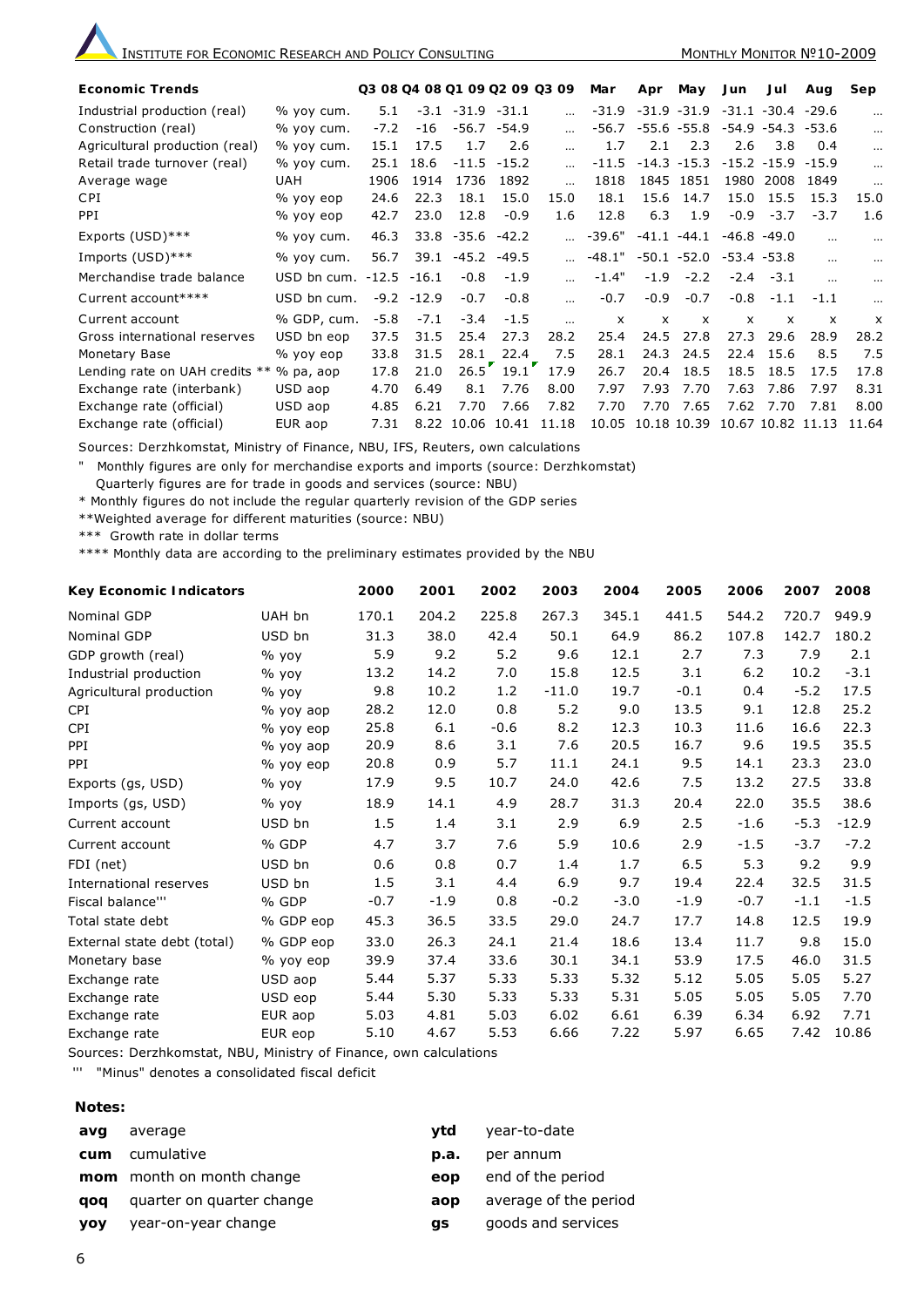| Economic Trends | | Q3 08 | Q4 08 | Q1 09 | Q2 09 | Q3 09 | Mar | Apr | May | Jun | Jul | Aug | Sep |
|---|---|---|---|---|---|---|---|---|---|---|---|---|---|
| Industrial production (real) | % yoy cum. | 5.1 | -3.1 | -31.9 | -31.1 | ... | -31.9 | -31.9 | -31.9 | -31.1 | -30.4 | -29.6 | ... |
| Construction (real) | % yoy cum. | -7.2 | -16 | -56.7 | -54.9 | ... | -56.7 | -55.6 | -55.8 | -54.9 | -54.3 | -53.6 | ... |
| Agricultural production (real) | % yoy cum. | 15.1 | 17.5 | 1.7 | 2.6 | ... | 1.7 | 2.1 | 2.3 | 2.6 | 3.8 | 0.4 | ... |
| Retail trade turnover (real) | % yoy cum. | 25.1 | 18.6 | -11.5 | -15.2 | ... | -11.5 | -14.3 | -15.3 | -15.2 | -15.9 | -15.9 | ... |
| Average wage | UAH | 1906 | 1914 | 1736 | 1892 | ... | 1818 | 1845 | 1851 | 1980 | 2008 | 1849 | ... |
| CPI | % yoy eop | 24.6 | 22.3 | 18.1 | 15.0 | 15.0 | 18.1 | 15.6 | 14.7 | 15.0 | 15.5 | 15.3 | 15.0 |
| PPI | % yoy eop | 42.7 | 23.0 | 12.8 | -0.9 | 1.6 | 12.8 | 6.3 | 1.9 | -0.9 | -3.7 | -3.7 | 1.6 |
| Exports (USD)*** | % yoy cum. | 46.3 | 33.8 | -35.6 | -42.2 | ... | -39.6" | -41.1 | -44.1 | -46.8 | -49.0 | ... | ... |
| Imports (USD)*** | % yoy cum. | 56.7 | 39.1 | -45.2 | -49.5 | ... | -48.1" | -50.1 | -52.0 | -53.4 | -53.8 | ... | ... |
| Merchandise trade balance | USD bn cum. | -12.5 | -16.1 | -0.8 | -1.9 | ... | -1.4" | -1.9 | -2.2 | -2.4 | -3.1 | ... | ... |
| Current account**** | USD bn cum. | -9.2 | -12.9 | -0.7 | -0.8 | ... | -0.7 | -0.9 | -0.7 | -0.8 | -1.1 | -1.1 | ... |
| Current account | % GDP, cum. | -5.8 | -7.1 | -3.4 | -1.5 | ... | x | x | x | x | x | x | x |
| Gross international reserves | USD bn eop | 37.5 | 31.5 | 25.4 | 27.3 | 28.2 | 25.4 | 24.5 | 27.8 | 27.3 | 29.6 | 28.9 | 28.2 |
| Monetary Base | % yoy eop | 33.8 | 31.5 | 28.1 | 22.4 | 7.5 | 28.1 | 24.3 | 24.5 | 22.4 | 15.6 | 8.5 | 7.5 |
| Lending rate on UAH credits ** | % pa, aop | 17.8 | 21.0 | 26.5 | 19.1 | 17.9 | 26.7 | 20.4 | 18.5 | 18.5 | 18.5 | 17.5 | 17.8 |
| Exchange rate (interbank) | USD aop | 4.70 | 6.49 | 8.1 | 7.76 | 8.00 | 7.97 | 7.93 | 7.70 | 7.63 | 7.86 | 7.97 | 8.31 |
| Exchange rate (official) | USD aop | 4.85 | 6.21 | 7.70 | 7.66 | 7.82 | 7.70 | 7.70 | 7.65 | 7.62 | 7.70 | 7.81 | 8.00 |
| Exchange rate (official) | EUR aop | 7.31 | 8.22 | 10.06 | 10.41 | 11.18 | 10.05 | 10.18 | 10.39 | 10.67 | 10.82 | 11.13 | 11.64 |

Sources: Derzhkomstat, Ministry of Finance, NBU, IFS, Reuters, own calculations

" Monthly figures are only for merchandise exports and imports (source: Derzhkomstat)
Quarterly figures are for trade in goods and services (source: NBU)

\* Monthly figures do not include the regular quarterly revision of the GDP series

**Weighted average for different maturities (source: NBU)

*** Growth rate in dollar terms

**** Monthly data are according to the preliminary estimates provided by the NBU

| Key Economic Indicators | | 2000 | 2001 | 2002 | 2003 | 2004 | 2005 | 2006 | 2007 | 2008 |
|---|---|---|---|---|---|---|---|---|---|---|
| Nominal GDP | UAH bn | 170.1 | 204.2 | 225.8 | 267.3 | 345.1 | 441.5 | 544.2 | 720.7 | 949.9 |
| Nominal GDP | USD bn | 31.3 | 38.0 | 42.4 | 50.1 | 64.9 | 86.2 | 107.8 | 142.7 | 180.2 |
| GDP growth (real) | % yoy | 5.9 | 9.2 | 5.2 | 9.6 | 12.1 | 2.7 | 7.3 | 7.9 | 2.1 |
| Industrial production | % yoy | 13.2 | 14.2 | 7.0 | 15.8 | 12.5 | 3.1 | 6.2 | 10.2 | -3.1 |
| Agricultural production | % yoy | 9.8 | 10.2 | 1.2 | -11.0 | 19.7 | -0.1 | 0.4 | -5.2 | 17.5 |
| CPI | % yoy aop | 28.2 | 12.0 | 0.8 | 5.2 | 9.0 | 13.5 | 9.1 | 12.8 | 25.2 |
| CPI | % yoy eop | 25.8 | 6.1 | -0.6 | 8.2 | 12.3 | 10.3 | 11.6 | 16.6 | 22.3 |
| PPI | % yoy aop | 20.9 | 8.6 | 3.1 | 7.6 | 20.5 | 16.7 | 9.6 | 19.5 | 35.5 |
| PPI | % yoy eop | 20.8 | 0.9 | 5.7 | 11.1 | 24.1 | 9.5 | 14.1 | 23.3 | 23.0 |
| Exports (gs, USD) | % yoy | 17.9 | 9.5 | 10.7 | 24.0 | 42.6 | 7.5 | 13.2 | 27.5 | 33.8 |
| Imports (gs, USD) | % yoy | 18.9 | 14.1 | 4.9 | 28.7 | 31.3 | 20.4 | 22.0 | 35.5 | 38.6 |
| Current account | USD bn | 1.5 | 1.4 | 3.1 | 2.9 | 6.9 | 2.5 | -1.6 | -5.3 | -12.9 |
| Current account | % GDP | 4.7 | 3.7 | 7.6 | 5.9 | 10.6 | 2.9 | -1.5 | -3.7 | -7.2 |
| FDI (net) | USD bn | 0.6 | 0.8 | 0.7 | 1.4 | 1.7 | 6.5 | 5.3 | 9.2 | 9.9 |
| International reserves | USD bn | 1.5 | 3.1 | 4.4 | 6.9 | 9.7 | 19.4 | 22.4 | 32.5 | 31.5 |
| Fiscal balance''' | % GDP | -0.7 | -1.9 | 0.8 | -0.2 | -3.0 | -1.9 | -0.7 | -1.1 | -1.5 |
| Total state debt | % GDP eop | 45.3 | 36.5 | 33.5 | 29.0 | 24.7 | 17.7 | 14.8 | 12.5 | 19.9 |
| External state debt (total) | % GDP eop | 33.0 | 26.3 | 24.1 | 21.4 | 18.6 | 13.4 | 11.7 | 9.8 | 15.0 |
| Monetary base | % yoy eop | 39.9 | 37.4 | 33.6 | 30.1 | 34.1 | 53.9 | 17.5 | 46.0 | 31.5 |
| Exchange rate | USD aop | 5.44 | 5.37 | 5.33 | 5.33 | 5.32 | 5.12 | 5.05 | 5.05 | 5.27 |
| Exchange rate | USD eop | 5.44 | 5.30 | 5.33 | 5.33 | 5.31 | 5.05 | 5.05 | 5.05 | 7.70 |
| Exchange rate | EUR aop | 5.03 | 4.81 | 5.03 | 6.02 | 6.61 | 6.39 | 6.34 | 6.92 | 7.71 |
| Exchange rate | EUR eop | 5.10 | 4.67 | 5.53 | 6.66 | 7.22 | 5.97 | 6.65 | 7.42 | 10.86 |

Sources: Derzhkomstat, NBU, Ministry of Finance, own calculations

''' "Minus" denotes a consolidated fiscal deficit

**Notes:**

| | | | |
|---|---|---|---|
| **avg** | average | **ytd** | year-to-date |
| **cum** | cumulative | **p.a.** | per annum |
| **mom** | month on month change | **eop** | end of the period |
| **qoq** | quarter on quarter change | **aop** | average of the period |
| **yoy** | year-on-year change | **gs** | goods and services |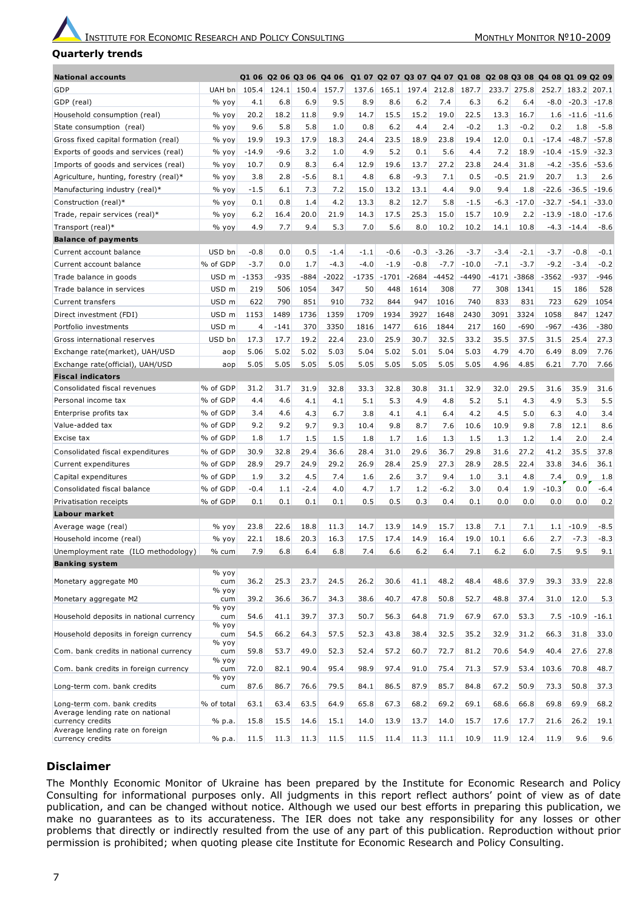### Quarterly trends

| National accounts | | Q1 06 | Q2 06 | Q3 06 | Q4 06 | Q1 07 | Q2 07 | Q3 07 | Q4 07 | Q1 08 | Q2 08 | Q3 08 | Q4 08 | Q1 09 | Q2 09 |
|---|---|---|---|---|---|---|---|---|---|---|---|---|---|---|---|
| GDP | UAH bn | 105.4 | 124.1 | 150.4 | 157.7 | 137.6 | 165.1 | 197.4 | 212.8 | 187.7 | 233.7 | 275.8 | 252.7 | 183.2 | 207.1 |
| GDP (real) | % yoy | 4.1 | 6.8 | 6.9 | 9.5 | 8.9 | 8.6 | 6.2 | 7.4 | 6.3 | 6.2 | 6.4 | -8.0 | -20.3 | -17.8 |
| Household consumption (real) | % yoy | 20.2 | 18.2 | 11.8 | 9.9 | 14.7 | 15.5 | 15.2 | 19.0 | 22.5 | 13.3 | 16.7 | 1.6 | -11.6 | -11.6 |
| State consumption (real) | % yoy | 9.6 | 5.8 | 5.8 | 1.0 | 0.8 | 6.2 | 4.4 | 2.4 | -0.2 | 1.3 | -0.2 | 0.2 | 1.8 | -5.8 |
| Gross fixed capital formation (real) | % yoy | 19.9 | 19.3 | 17.9 | 18.3 | 24.4 | 23.5 | 18.9 | 23.8 | 19.4 | 12.0 | 0.1 | -17.4 | -48.7 | -57.8 |
| Exports of goods and services (real) | % yoy | -14.9 | -9.6 | 3.2 | 1.0 | 4.9 | 5.2 | 0.1 | 5.6 | 4.4 | 7.2 | 18.9 | -10.4 | -15.9 | -32.3 |
| Imports of goods and services (real) | % yoy | 10.7 | 0.9 | 8.3 | 6.4 | 12.9 | 19.6 | 13.7 | 27.2 | 23.8 | 24.4 | 31.8 | -4.2 | -35.6 | -53.6 |
| Agriculture, hunting, forestry (real)* | % yoy | 3.8 | 2.8 | -5.6 | 8.1 | 4.8 | 6.8 | -9.3 | 7.1 | 0.5 | -0.5 | 21.9 | 20.7 | 1.3 | 2.6 |
| Manufacturing industry (real)* | % yoy | -1.5 | 6.1 | 7.3 | 7.2 | 15.0 | 13.2 | 13.1 | 4.4 | 9.0 | 9.4 | 1.8 | -22.6 | -36.5 | -19.6 |
| Construction (real)* | % yoy | 0.1 | 0.8 | 1.4 | 4.2 | 13.3 | 8.2 | 12.7 | 5.8 | -1.5 | -6.3 | -17.0 | -32.7 | -54.1 | -33.0 |
| Trade, repair services (real)* | % yoy | 6.2 | 16.4 | 20.0 | 21.9 | 14.3 | 17.5 | 25.3 | 15.0 | 15.7 | 10.9 | 2.2 | -13.9 | -18.0 | -17.6 |
| Transport (real)* | % yoy | 4.9 | 7.7 | 9.4 | 5.3 | 7.0 | 5.6 | 8.0 | 10.2 | 10.2 | 14.1 | 10.8 | -4.3 | -14.4 | -8.6 |
| **Balance of payments** | | | | | | | | | | | | | | | |
| Current account balance | USD bn | -0.8 | 0.0 | 0.5 | -1.4 | -1.1 | -0.6 | -0.3 | -3.26 | -3.7 | -3.4 | -2.1 | -3.7 | -0.8 | -0.1 |
| Current account balance | % of GDP | -3.7 | 0.0 | 1.7 | -4.3 | -4.0 | -1.9 | -0.8 | -7.7 | -10.0 | -7.1 | -3.7 | -9.2 | -3.4 | -0.2 |
| Trade balance in goods | USD m | -1353 | -935 | -884 | -2022 | -1735 | -1701 | -2684 | -4452 | -4490 | -4171 | -3868 | -3562 | -937 | -946 |
| Trade balance in services | USD m | 219 | 506 | 1054 | 347 | 50 | 448 | 1614 | 308 | 77 | 308 | 1341 | 15 | 186 | 528 |
| Current transfers | USD m | 622 | 790 | 851 | 910 | 732 | 844 | 947 | 1016 | 740 | 833 | 831 | 723 | 629 | 1054 |
| Direct investment (FDI) | USD m | 1153 | 1489 | 1736 | 1359 | 1709 | 1934 | 3927 | 1648 | 2430 | 3091 | 3324 | 1058 | 847 | 1247 |
| Portfolio investments | USD m | 4 | -141 | 370 | 3350 | 1816 | 1477 | 616 | 1844 | 217 | 160 | -690 | -967 | -436 | -380 |
| Gross international reserves | USD bn | 17.3 | 17.7 | 19.2 | 22.4 | 23.0 | 25.9 | 30.7 | 32.5 | 33.2 | 35.5 | 37.5 | 31.5 | 25.4 | 27.3 |
| Exchange rate(market), UAH/USD | aop | 5.06 | 5.02 | 5.02 | 5.03 | 5.04 | 5.02 | 5.01 | 5.04 | 5.03 | 4.79 | 4.70 | 6.49 | 8.09 | 7.76 |
| Exchange rate(official), UAH/USD | aop | 5.05 | 5.05 | 5.05 | 5.05 | 5.05 | 5.05 | 5.05 | 5.05 | 5.05 | 4.96 | 4.85 | 6.21 | 7.70 | 7.66 |
| **Fiscal indicators** | | | | | | | | | | | | | | | |
| Consolidated fiscal revenues | % of GDP | 31.2 | 31.7 | 31.9 | 32.8 | 33.3 | 32.8 | 30.8 | 31.1 | 32.9 | 32.0 | 29.5 | 31.6 | 35.9 | 31.6 |
| Personal income tax | % of GDP | 4.4 | 4.6 | 4.1 | 4.1 | 5.1 | 5.3 | 4.9 | 4.8 | 5.2 | 5.1 | 4.3 | 4.9 | 5.3 | 5.5 |
| Enterprise profits tax | % of GDP | 3.4 | 4.6 | 4.3 | 6.7 | 3.8 | 4.1 | 4.1 | 6.4 | 4.2 | 4.5 | 5.0 | 6.3 | 4.0 | 3.4 |
| Value-added tax | % of GDP | 9.2 | 9.2 | 9.7 | 9.3 | 10.4 | 9.8 | 8.7 | 7.6 | 10.6 | 10.9 | 9.8 | 7.8 | 12.1 | 8.6 |
| Excise tax | % of GDP | 1.8 | 1.7 | 1.5 | 1.5 | 1.8 | 1.7 | 1.6 | 1.3 | 1.5 | 1.3 | 1.2 | 1.4 | 2.0 | 2.4 |
| Consolidated fiscal expenditures | % of GDP | 30.9 | 32.8 | 29.4 | 36.6 | 28.4 | 31.0 | 29.6 | 36.7 | 29.8 | 31.6 | 27.2 | 41.2 | 35.5 | 37.8 |
| Current expenditures | % of GDP | 28.9 | 29.7 | 24.9 | 29.2 | 26.9 | 28.4 | 25.9 | 27.3 | 28.9 | 28.5 | 22.4 | 33.8 | 34.6 | 36.1 |
| Capital expenditures | % of GDP | 1.9 | 3.2 | 4.5 | 7.4 | 1.6 | 2.6 | 3.7 | 9.4 | 1.0 | 3.1 | 4.8 | 7.4 | 0.9 | 1.8 |
| Consolidated fiscal balance | % of GDP | -0.4 | 1.1 | -2.4 | 4.0 | 4.7 | 1.7 | 1.2 | -6.2 | 3.0 | 0.4 | 1.9 | -10.3 | 0.0 | -6.4 |
| Privatisation receipts | % of GDP | 0.1 | 0.1 | 0.1 | 0.1 | 0.5 | 0.5 | 0.3 | 0.4 | 0.1 | 0.0 | 0.0 | 0.0 | 0.0 | 0.2 |
| **Labour market** | | | | | | | | | | | | | | | |
| Average wage (real) | % yoy | 23.8 | 22.6 | 18.8 | 11.3 | 14.7 | 13.9 | 14.9 | 15.7 | 13.8 | 7.1 | 7.1 | 1.1 | -10.9 | -8.5 |
| Household income (real) | % yoy | 22.1 | 18.6 | 20.3 | 16.3 | 17.5 | 17.4 | 14.9 | 16.4 | 19.0 | 10.1 | 6.6 | 2.7 | -7.3 | -8.3 |
| Unemployment rate (ILO methodology) | % cum | 7.9 | 6.8 | 6.4 | 6.8 | 7.4 | 6.6 | 6.2 | 6.4 | 7.1 | 6.2 | 6.0 | 7.5 | 9.5 | 9.1 |
| **Banking system** | | | | | | | | | | | | | | | |
| Monetary aggregate M0 | % yoy cum | 36.2 | 25.3 | 23.7 | 24.5 | 26.2 | 30.6 | 41.1 | 48.2 | 48.4 | 48.6 | 37.9 | 39.3 | 33.9 | 22.8 |
| Monetary aggregate M2 | % yoy cum | 39.2 | 36.6 | 36.7 | 34.3 | 38.6 | 40.7 | 47.8 | 50.8 | 52.7 | 48.8 | 37.4 | 31.0 | 12.0 | 5.3 |
| Household deposits in national currency | % yoy cum | 54.6 | 41.1 | 39.7 | 37.3 | 50.7 | 56.3 | 64.8 | 71.9 | 67.9 | 67.0 | 53.3 | 7.5 | -10.9 | -16.1 |
| Household deposits in foreign currency | % yoy cum | 54.5 | 66.2 | 64.3 | 57.5 | 52.3 | 43.8 | 38.4 | 32.5 | 35.2 | 32.9 | 31.2 | 66.3 | 31.8 | 33.0 |
| Com. bank credits in national currency | % yoy cum | 59.8 | 53.7 | 49.0 | 52.3 | 52.4 | 57.2 | 60.7 | 72.7 | 81.2 | 70.6 | 54.9 | 40.4 | 27.6 | 27.8 |
| Com. bank credits in foreign currency | % yoy cum | 72.0 | 82.1 | 90.4 | 95.4 | 98.9 | 97.4 | 91.0 | 75.4 | 71.3 | 57.9 | 53.4 | 103.6 | 70.8 | 48.7 |
| Long-term com. bank credits | % yoy cum | 87.6 | 86.7 | 76.6 | 79.5 | 84.1 | 86.5 | 87.9 | 85.7 | 84.8 | 67.2 | 50.9 | 73.3 | 50.8 | 37.3 |
| Long-term com. bank credits | % of total | 63.1 | 63.4 | 63.5 | 64.9 | 65.8 | 67.3 | 68.2 | 69.2 | 69.1 | 68.6 | 66.8 | 69.8 | 69.9 | 68.2 |
| Average lending rate on national currency credits | % p.a. | 15.8 | 15.5 | 14.6 | 15.1 | 14.0 | 13.9 | 13.7 | 14.0 | 15.7 | 17.6 | 17.7 | 21.6 | 26.2 | 19.1 |
| Average lending rate on foreign currency credits | % p.a. | 11.5 | 11.3 | 11.3 | 11.5 | 11.5 | 11.4 | 11.3 | 11.1 | 10.9 | 11.9 | 12.4 | 11.9 | 9.6 | 9.6 |

## Disclaimer

The Monthly Economic Monitor of Ukraine has been prepared by the Institute for Economic Research and Policy Consulting for informational purposes only. All judgments in this report reflect authors' point of view as of date publication, and can be changed without notice. Although we used our best efforts in preparing this publication, we make no guarantees as to its accurateness. The IER does not take any responsibility for any losses or other problems that directly or indirectly resulted from the use of any part of this publication. Reproduction without prior permission is prohibited; when quoting please cite Institute for Economic Research and Policy Consulting.